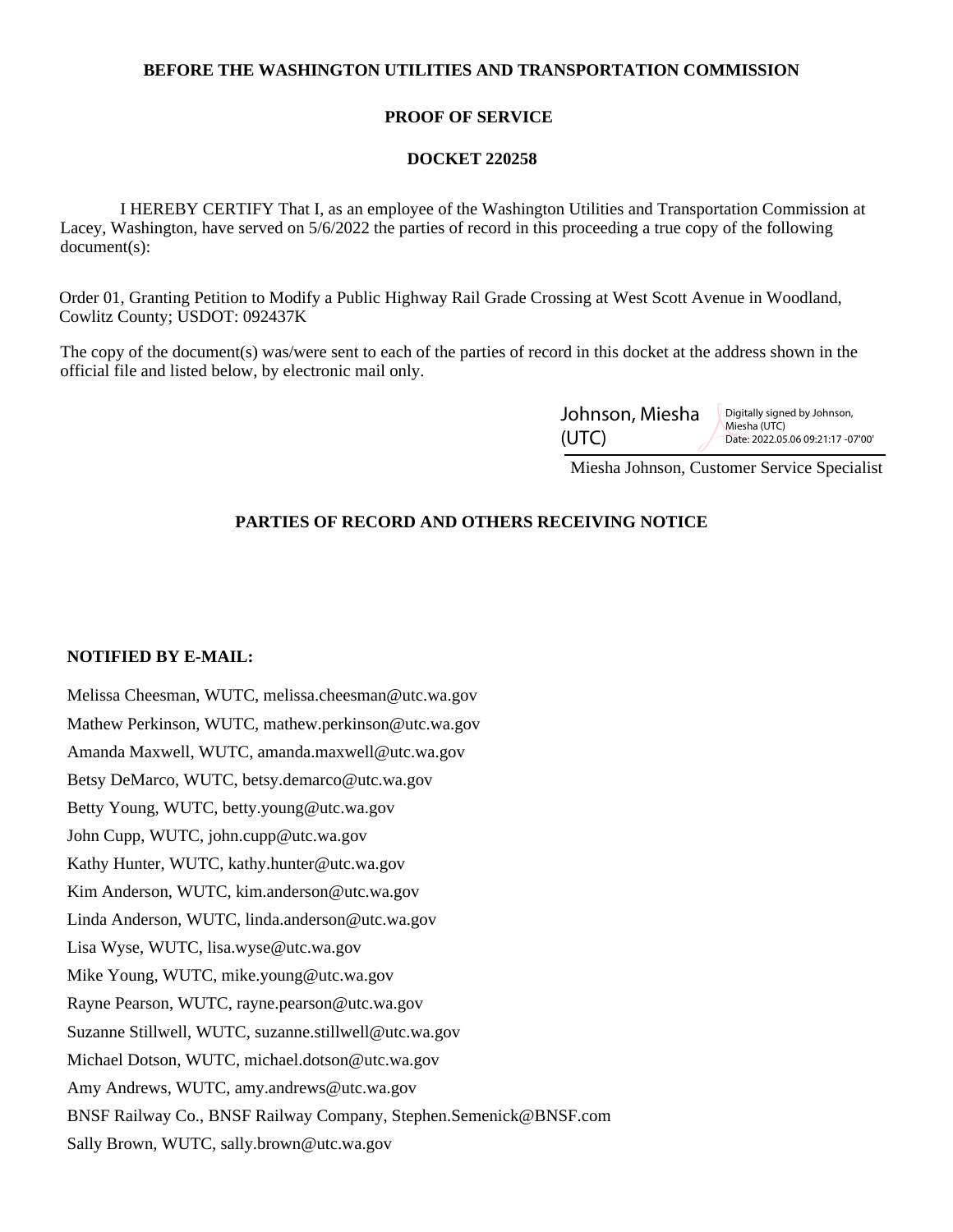**BEFORE THE WASHINGTON UTILITIES AND TRANSPORTATION COMMISSION**

**PROOF OF SERVICE**

**DOCKET 220258**

I HEREBY CERTIFY That I, as an employee of the Washington Utilities and Transportation Commission at Lacey, Washington, have served on 5/6/2022 the parties of record in this proceeding a true copy of the following document(s):

Order 01, Granting Petition to Modify a Public Highway Rail Grade Crossing at West Scott Avenue in Woodland, Cowlitz County; USDOT: 092437K

The copy of the document(s) was/were sent to each of the parties of record in this docket at the address shown in the official file and listed below, by electronic mail only.

Johnson, Miesha (UTC) — Digitally signed by Johnson, Miesha (UTC) Date: 2022.05.06 09:21:17 -07'00'

Miesha Johnson, Customer Service Specialist

**PARTIES OF RECORD AND OTHERS RECEIVING NOTICE**

**NOTIFIED BY E-MAIL:**

Melissa Cheesman, WUTC, melissa.cheesman@utc.wa.gov

Mathew Perkinson, WUTC, mathew.perkinson@utc.wa.gov

Amanda Maxwell, WUTC, amanda.maxwell@utc.wa.gov

Betsy DeMarco, WUTC, betsy.demarco@utc.wa.gov

Betty Young, WUTC, betty.young@utc.wa.gov

John Cupp, WUTC, john.cupp@utc.wa.gov

Kathy Hunter, WUTC, kathy.hunter@utc.wa.gov

Kim Anderson, WUTC, kim.anderson@utc.wa.gov

Linda Anderson, WUTC, linda.anderson@utc.wa.gov

Lisa Wyse, WUTC, lisa.wyse@utc.wa.gov

Mike Young, WUTC, mike.young@utc.wa.gov

Rayne Pearson, WUTC, rayne.pearson@utc.wa.gov

Suzanne Stillwell, WUTC, suzanne.stillwell@utc.wa.gov

Michael Dotson, WUTC, michael.dotson@utc.wa.gov

Amy Andrews, WUTC, amy.andrews@utc.wa.gov

BNSF Railway Co., BNSF Railway Company, Stephen.Semenick@BNSF.com

Sally Brown, WUTC, sally.brown@utc.wa.gov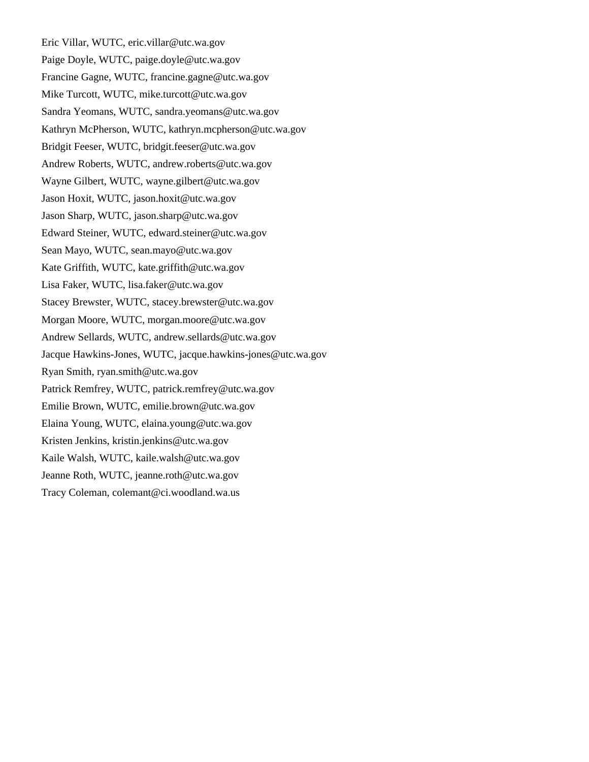Eric Villar, WUTC, eric.villar@utc.wa.gov
Paige Doyle, WUTC, paige.doyle@utc.wa.gov
Francine Gagne, WUTC, francine.gagne@utc.wa.gov
Mike Turcott, WUTC, mike.turcott@utc.wa.gov
Sandra Yeomans, WUTC, sandra.yeomans@utc.wa.gov
Kathryn McPherson, WUTC, kathryn.mcpherson@utc.wa.gov
Bridgit Feeser, WUTC, bridgit.feeser@utc.wa.gov
Andrew Roberts, WUTC, andrew.roberts@utc.wa.gov
Wayne Gilbert, WUTC, wayne.gilbert@utc.wa.gov
Jason Hoxit, WUTC, jason.hoxit@utc.wa.gov
Jason Sharp, WUTC, jason.sharp@utc.wa.gov
Edward Steiner, WUTC, edward.steiner@utc.wa.gov
Sean Mayo, WUTC, sean.mayo@utc.wa.gov
Kate Griffith, WUTC, kate.griffith@utc.wa.gov
Lisa Faker, WUTC, lisa.faker@utc.wa.gov
Stacey Brewster, WUTC, stacey.brewster@utc.wa.gov
Morgan Moore, WUTC, morgan.moore@utc.wa.gov
Andrew Sellards, WUTC, andrew.sellards@utc.wa.gov
Jacque Hawkins-Jones, WUTC, jacque.hawkins-jones@utc.wa.gov
Ryan Smith, ryan.smith@utc.wa.gov
Patrick Remfrey, WUTC, patrick.remfrey@utc.wa.gov
Emilie Brown, WUTC, emilie.brown@utc.wa.gov
Elaina Young, WUTC, elaina.young@utc.wa.gov
Kristen Jenkins, kristin.jenkins@utc.wa.gov
Kaile Walsh, WUTC, kaile.walsh@utc.wa.gov
Jeanne Roth, WUTC, jeanne.roth@utc.wa.gov
Tracy Coleman, colemant@ci.woodland.wa.us